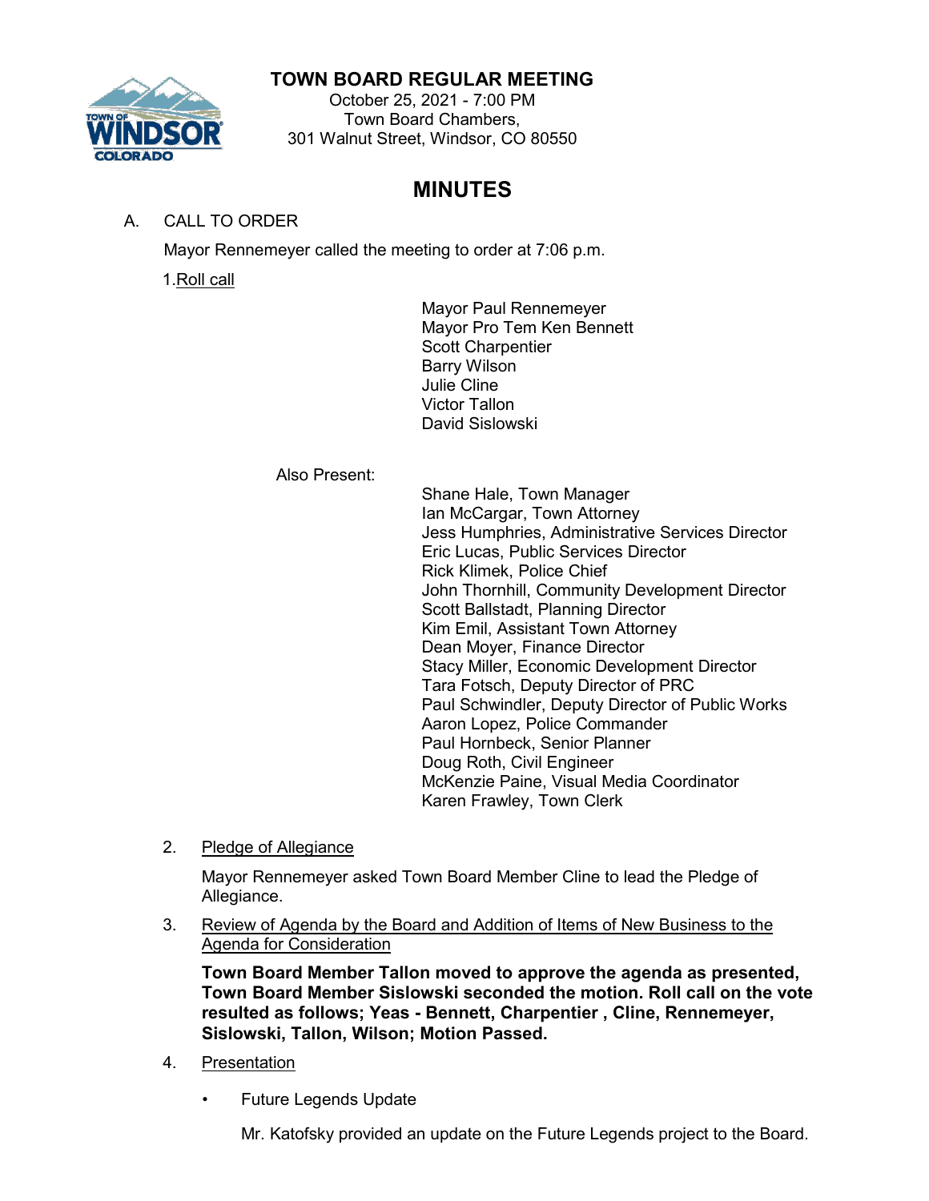# TOWN BOARD REGULAR MEETING

October 25, 2021 - 7:00 PM
Town Board Chambers,
301 Walnut Street, Windsor, CO 80550

## MINUTES

A. CALL TO ORDER

Mayor Rennemeyer called the meeting to order at 7:06 p.m.

1. Roll call

Mayor Paul Rennemeyer
Mayor Pro Tem Ken Bennett
Scott Charpentier
Barry Wilson
Julie Cline
Victor Tallon
David Sislowski

Also Present:

Shane Hale, Town Manager
Ian McCargar, Town Attorney
Jess Humphries, Administrative Services Director
Eric Lucas, Public Services Director
Rick Klimek, Police Chief
John Thornhill, Community Development Director
Scott Ballstadt, Planning Director
Kim Emil, Assistant Town Attorney
Dean Moyer, Finance Director
Stacy Miller, Economic Development Director
Tara Fotsch, Deputy Director of PRC
Paul Schwindler, Deputy Director of Public Works
Aaron Lopez, Police Commander
Paul Hornbeck, Senior Planner
Doug Roth, Civil Engineer
McKenzie Paine, Visual Media Coordinator
Karen Frawley, Town Clerk

2. Pledge of Allegiance

Mayor Rennemeyer asked Town Board Member Cline to lead the Pledge of Allegiance.

3. Review of Agenda by the Board and Addition of Items of New Business to the Agenda for Consideration

**Town Board Member Tallon moved to approve the agenda as presented, Town Board Member Sislowski seconded the motion. Roll call on the vote resulted as follows; Yeas - Bennett, Charpentier , Cline, Rennemeyer, Sislowski, Tallon, Wilson; Motion Passed.**

4. Presentation

- Future Legends Update

Mr. Katofsky provided an update on the Future Legends project to the Board.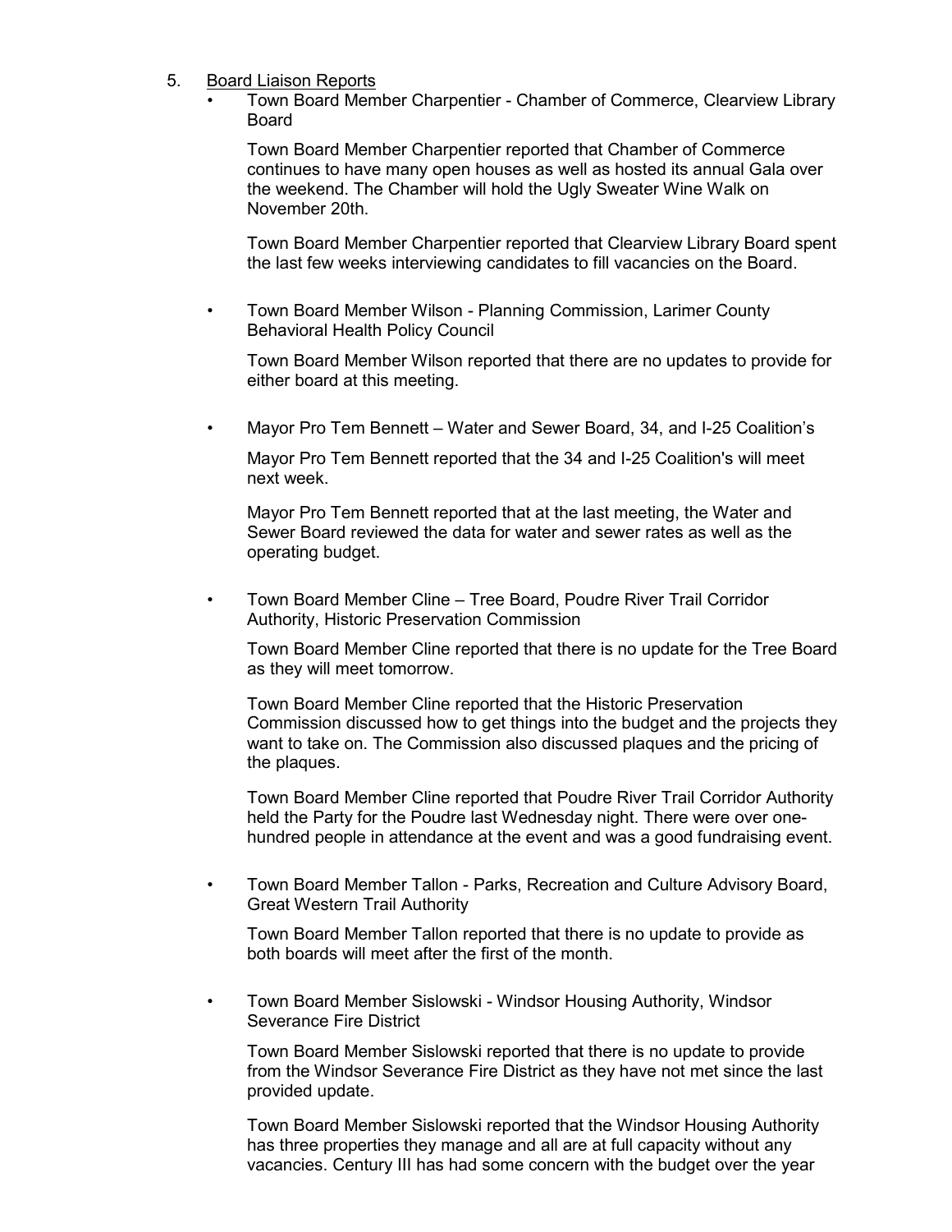5. Board Liaison Reports

- Town Board Member Charpentier - Chamber of Commerce, Clearview Library Board

  Town Board Member Charpentier reported that Chamber of Commerce continues to have many open houses as well as hosted its annual Gala over the weekend. The Chamber will hold the Ugly Sweater Wine Walk on November 20th.

  Town Board Member Charpentier reported that Clearview Library Board spent the last few weeks interviewing candidates to fill vacancies on the Board.

- Town Board Member Wilson - Planning Commission, Larimer County Behavioral Health Policy Council

  Town Board Member Wilson reported that there are no updates to provide for either board at this meeting.

- Mayor Pro Tem Bennett – Water and Sewer Board, 34, and I-25 Coalition's

  Mayor Pro Tem Bennett reported that the 34 and I-25 Coalition's will meet next week.

  Mayor Pro Tem Bennett reported that at the last meeting, the Water and Sewer Board reviewed the data for water and sewer rates as well as the operating budget.

- Town Board Member Cline – Tree Board, Poudre River Trail Corridor Authority, Historic Preservation Commission

  Town Board Member Cline reported that there is no update for the Tree Board as they will meet tomorrow.

  Town Board Member Cline reported that the Historic Preservation Commission discussed how to get things into the budget and the projects they want to take on. The Commission also discussed plaques and the pricing of the plaques.

  Town Board Member Cline reported that Poudre River Trail Corridor Authority held the Party for the Poudre last Wednesday night. There were over one-hundred people in attendance at the event and was a good fundraising event.

- Town Board Member Tallon - Parks, Recreation and Culture Advisory Board, Great Western Trail Authority

  Town Board Member Tallon reported that there is no update to provide as both boards will meet after the first of the month.

- Town Board Member Sislowski - Windsor Housing Authority, Windsor Severance Fire District

  Town Board Member Sislowski reported that there is no update to provide from the Windsor Severance Fire District as they have not met since the last provided update.

  Town Board Member Sislowski reported that the Windsor Housing Authority has three properties they manage and all are at full capacity without any vacancies. Century III has had some concern with the budget over the year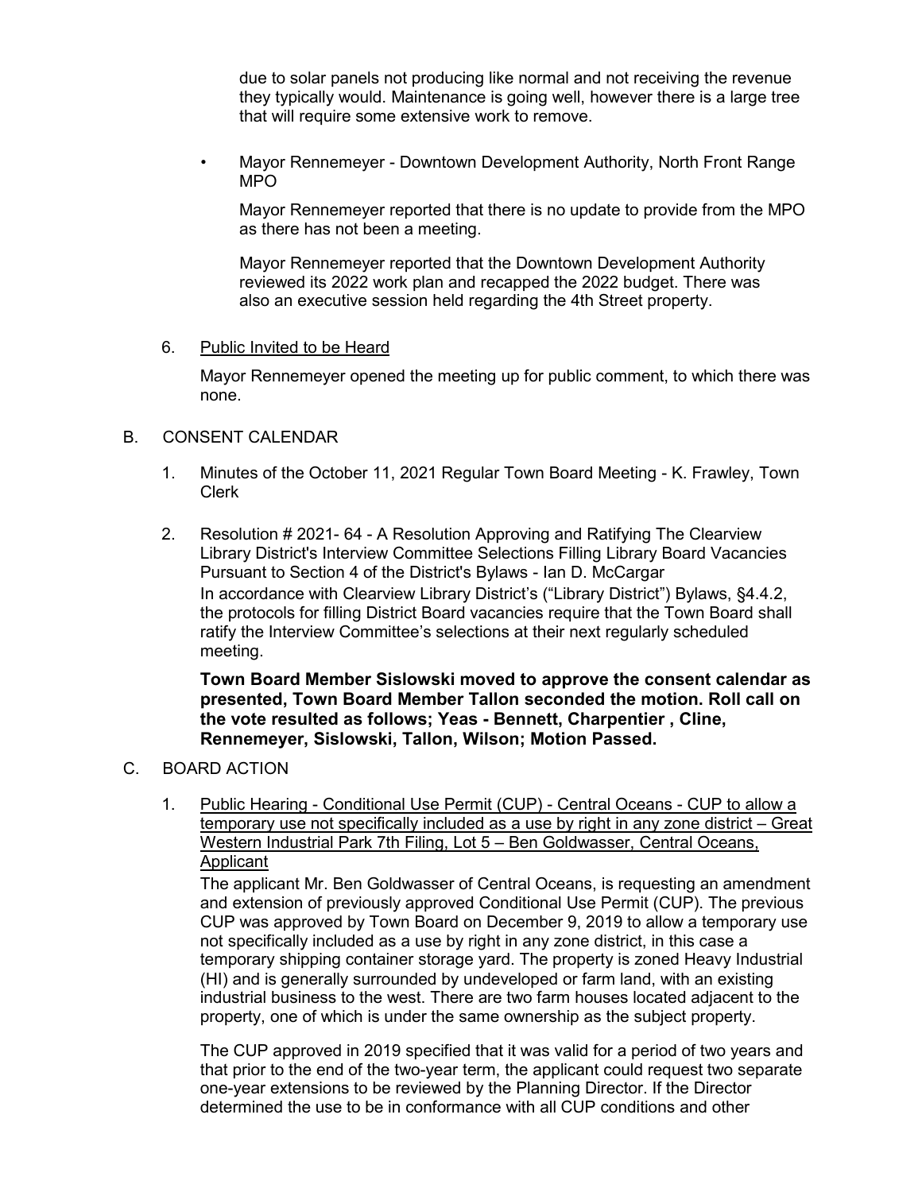due to solar panels not producing like normal and not receiving the revenue they typically would. Maintenance is going well, however there is a large tree that will require some extensive work to remove.

- Mayor Rennemeyer - Downtown Development Authority, North Front Range MPO

  Mayor Rennemeyer reported that there is no update to provide from the MPO as there has not been a meeting.

  Mayor Rennemeyer reported that the Downtown Development Authority reviewed its 2022 work plan and recapped the 2022 budget. There was also an executive session held regarding the 4th Street property.

6. Public Invited to be Heard

   Mayor Rennemeyer opened the meeting up for public comment, to which there was none.

B. CONSENT CALENDAR

1. Minutes of the October 11, 2021 Regular Town Board Meeting - K. Frawley, Town Clerk

2. Resolution # 2021- 64 - A Resolution Approving and Ratifying The Clearview Library District's Interview Committee Selections Filling Library Board Vacancies Pursuant to Section 4 of the District's Bylaws - Ian D. McCargar

   In accordance with Clearview Library District's ("Library District") Bylaws, §4.4.2, the protocols for filling District Board vacancies require that the Town Board shall ratify the Interview Committee's selections at their next regularly scheduled meeting.

   **Town Board Member Sislowski moved to approve the consent calendar as presented, Town Board Member Tallon seconded the motion. Roll call on the vote resulted as follows; Yeas - Bennett, Charpentier , Cline, Rennemeyer, Sislowski, Tallon, Wilson; Motion Passed.**

C. BOARD ACTION

1. Public Hearing - Conditional Use Permit (CUP) - Central Oceans - CUP to allow a temporary use not specifically included as a use by right in any zone district – Great Western Industrial Park 7th Filing, Lot 5 – Ben Goldwasser, Central Oceans, Applicant

   The applicant Mr. Ben Goldwasser of Central Oceans, is requesting an amendment and extension of previously approved Conditional Use Permit (CUP). The previous CUP was approved by Town Board on December 9, 2019 to allow a temporary use not specifically included as a use by right in any zone district, in this case a temporary shipping container storage yard. The property is zoned Heavy Industrial (HI) and is generally surrounded by undeveloped or farm land, with an existing industrial business to the west. There are two farm houses located adjacent to the property, one of which is under the same ownership as the subject property.

   The CUP approved in 2019 specified that it was valid for a period of two years and that prior to the end of the two-year term, the applicant could request two separate one-year extensions to be reviewed by the Planning Director. If the Director determined the use to be in conformance with all CUP conditions and other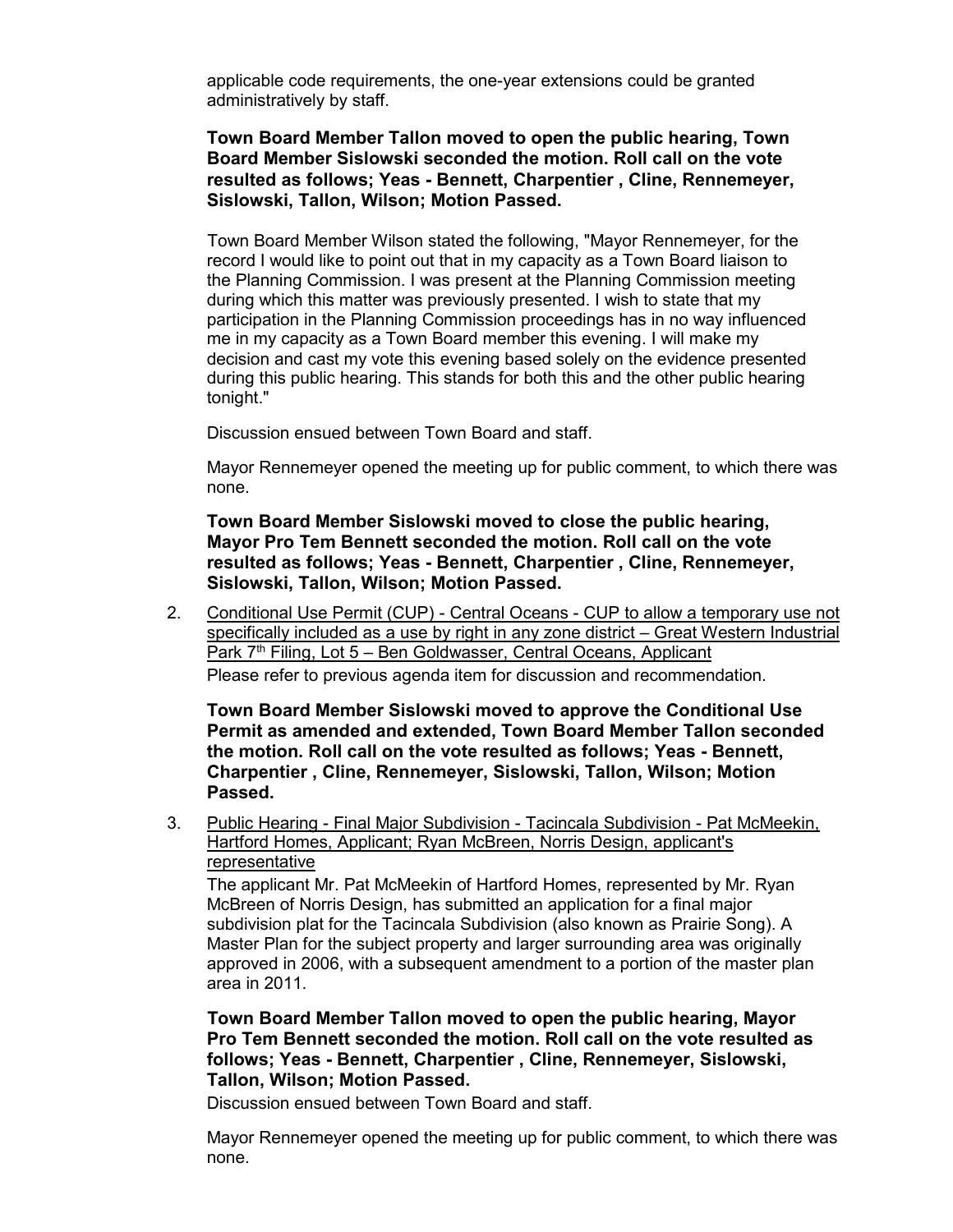applicable code requirements, the one-year extensions could be granted administratively by staff.

**Town Board Member Tallon moved to open the public hearing, Town Board Member Sislowski seconded the motion. Roll call on the vote resulted as follows; Yeas - Bennett, Charpentier , Cline, Rennemeyer, Sislowski, Tallon, Wilson; Motion Passed.**

Town Board Member Wilson stated the following, "Mayor Rennemeyer, for the record I would like to point out that in my capacity as a Town Board liaison to the Planning Commission. I was present at the Planning Commission meeting during which this matter was previously presented. I wish to state that my participation in the Planning Commission proceedings has in no way influenced me in my capacity as a Town Board member this evening. I will make my decision and cast my vote this evening based solely on the evidence presented during this public hearing. This stands for both this and the other public hearing tonight."

Discussion ensued between Town Board and staff.

Mayor Rennemeyer opened the meeting up for public comment, to which there was none.

**Town Board Member Sislowski moved to close the public hearing, Mayor Pro Tem Bennett seconded the motion. Roll call on the vote resulted as follows; Yeas - Bennett, Charpentier , Cline, Rennemeyer, Sislowski, Tallon, Wilson; Motion Passed.**

2. Conditional Use Permit (CUP) - Central Oceans - CUP to allow a temporary use not specifically included as a use by right in any zone district – Great Western Industrial Park 7th Filing, Lot 5 – Ben Goldwasser, Central Oceans, Applicant

   Please refer to previous agenda item for discussion and recommendation.

   **Town Board Member Sislowski moved to approve the Conditional Use Permit as amended and extended, Town Board Member Tallon seconded the motion. Roll call on the vote resulted as follows; Yeas - Bennett, Charpentier , Cline, Rennemeyer, Sislowski, Tallon, Wilson; Motion Passed.**

3. Public Hearing - Final Major Subdivision - Tacincala Subdivision - Pat McMeekin, Hartford Homes, Applicant; Ryan McBreen, Norris Design, applicant's representative

   The applicant Mr. Pat McMeekin of Hartford Homes, represented by Mr. Ryan McBreen of Norris Design, has submitted an application for a final major subdivision plat for the Tacincala Subdivision (also known as Prairie Song). A Master Plan for the subject property and larger surrounding area was originally approved in 2006, with a subsequent amendment to a portion of the master plan area in 2011.

   **Town Board Member Tallon moved to open the public hearing, Mayor Pro Tem Bennett seconded the motion. Roll call on the vote resulted as follows; Yeas - Bennett, Charpentier , Cline, Rennemeyer, Sislowski, Tallon, Wilson; Motion Passed.**

   Discussion ensued between Town Board and staff.

   Mayor Rennemeyer opened the meeting up for public comment, to which there was none.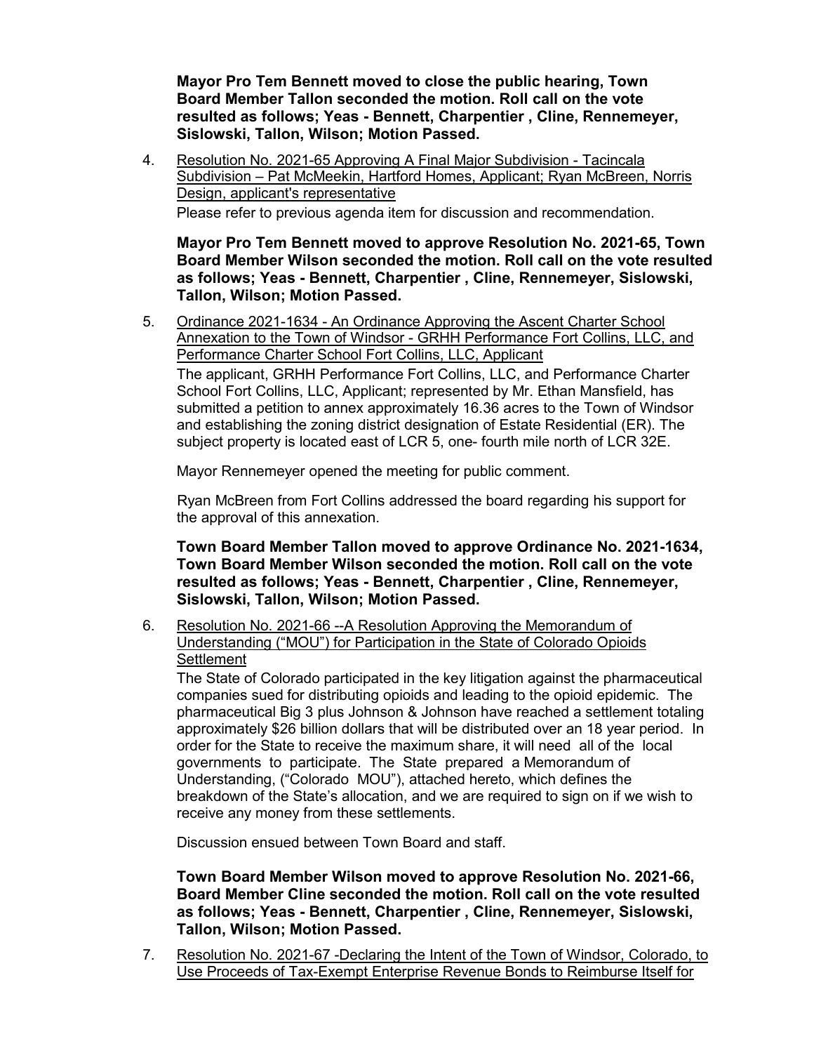**Mayor Pro Tem Bennett moved to close the public hearing, Town Board Member Tallon seconded the motion. Roll call on the vote resulted as follows; Yeas - Bennett, Charpentier , Cline, Rennemeyer, Sislowski, Tallon, Wilson; Motion Passed.**

4. Resolution No. 2021-65 Approving A Final Major Subdivision - Tacincala Subdivision – Pat McMeekin, Hartford Homes, Applicant; Ryan McBreen, Norris Design, applicant's representative

   Please refer to previous agenda item for discussion and recommendation.

   **Mayor Pro Tem Bennett moved to approve Resolution No. 2021-65, Town Board Member Wilson seconded the motion. Roll call on the vote resulted as follows; Yeas - Bennett, Charpentier , Cline, Rennemeyer, Sislowski, Tallon, Wilson; Motion Passed.**

5. Ordinance 2021-1634 - An Ordinance Approving the Ascent Charter School Annexation to the Town of Windsor - GRHH Performance Fort Collins, LLC, and Performance Charter School Fort Collins, LLC, Applicant

   The applicant, GRHH Performance Fort Collins, LLC, and Performance Charter School Fort Collins, LLC, Applicant; represented by Mr. Ethan Mansfield, has submitted a petition to annex approximately 16.36 acres to the Town of Windsor and establishing the zoning district designation of Estate Residential (ER). The subject property is located east of LCR 5, one- fourth mile north of LCR 32E.

   Mayor Rennemeyer opened the meeting for public comment.

   Ryan McBreen from Fort Collins addressed the board regarding his support for the approval of this annexation.

   **Town Board Member Tallon moved to approve Ordinance No. 2021-1634, Town Board Member Wilson seconded the motion. Roll call on the vote resulted as follows; Yeas - Bennett, Charpentier , Cline, Rennemeyer, Sislowski, Tallon, Wilson; Motion Passed.**

6. Resolution No. 2021-66 --A Resolution Approving the Memorandum of Understanding ("MOU") for Participation in the State of Colorado Opioids Settlement

   The State of Colorado participated in the key litigation against the pharmaceutical companies sued for distributing opioids and leading to the opioid epidemic. The pharmaceutical Big 3 plus Johnson & Johnson have reached a settlement totaling approximately $26 billion dollars that will be distributed over an 18 year period. In order for the State to receive the maximum share, it will need all of the local governments to participate. The State prepared a Memorandum of Understanding, ("Colorado MOU"), attached hereto, which defines the breakdown of the State's allocation, and we are required to sign on if we wish to receive any money from these settlements.

   Discussion ensued between Town Board and staff.

   **Town Board Member Wilson moved to approve Resolution No. 2021-66, Board Member Cline seconded the motion. Roll call on the vote resulted as follows; Yeas - Bennett, Charpentier , Cline, Rennemeyer, Sislowski, Tallon, Wilson; Motion Passed.**

7. Resolution No. 2021-67 -Declaring the Intent of the Town of Windsor, Colorado, to Use Proceeds of Tax-Exempt Enterprise Revenue Bonds to Reimburse Itself for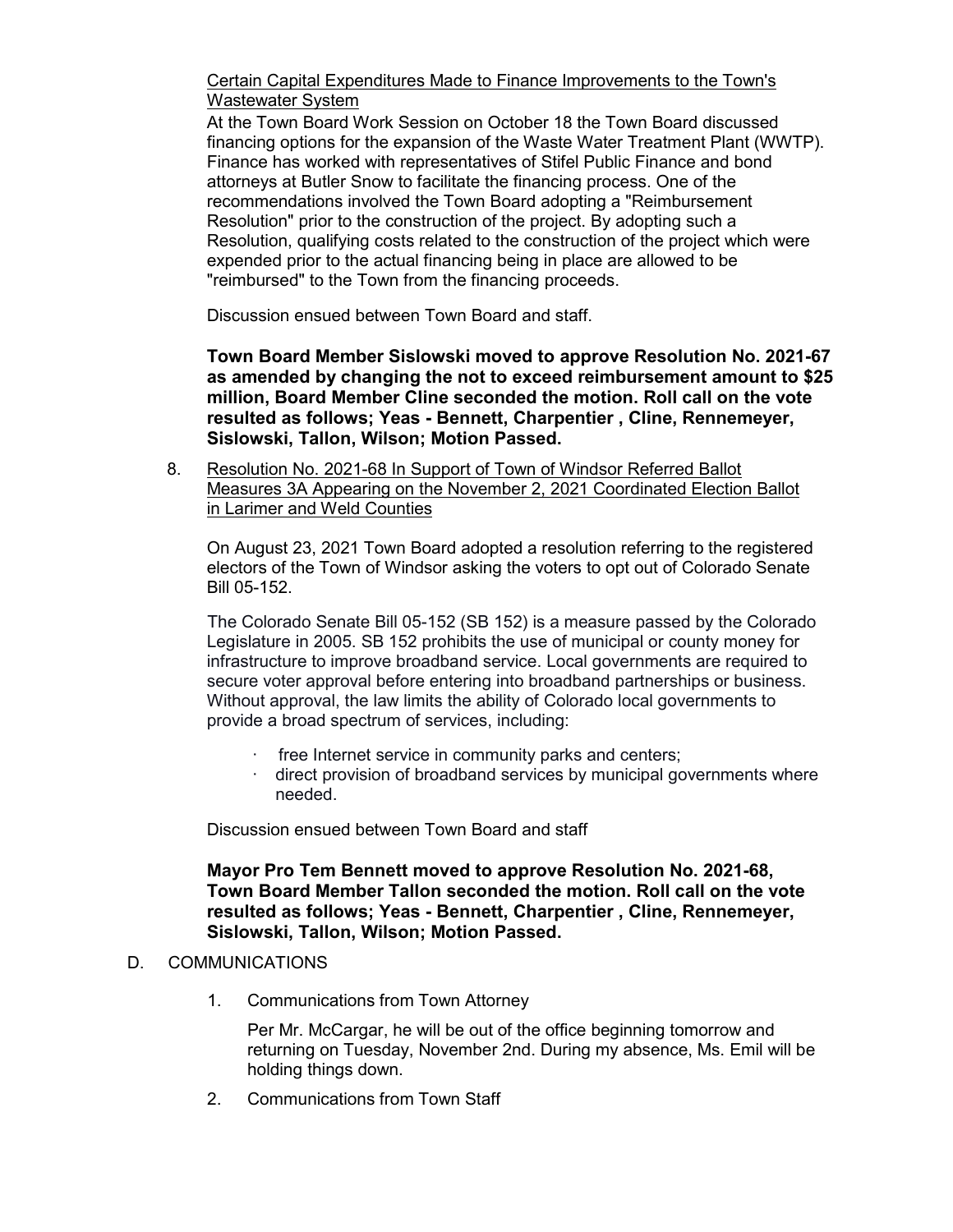Certain Capital Expenditures Made to Finance Improvements to the Town's Wastewater System

At the Town Board Work Session on October 18 the Town Board discussed financing options for the expansion of the Waste Water Treatment Plant (WWTP). Finance has worked with representatives of Stifel Public Finance and bond attorneys at Butler Snow to facilitate the financing process. One of the recommendations involved the Town Board adopting a "Reimbursement Resolution" prior to the construction of the project. By adopting such a Resolution, qualifying costs related to the construction of the project which were expended prior to the actual financing being in place are allowed to be "reimbursed" to the Town from the financing proceeds.

Discussion ensued between Town Board and staff.

**Town Board Member Sislowski moved to approve Resolution No. 2021-67 as amended by changing the not to exceed reimbursement amount to $25 million, Board Member Cline seconded the motion. Roll call on the vote resulted as follows; Yeas - Bennett, Charpentier , Cline, Rennemeyer, Sislowski, Tallon, Wilson; Motion Passed.**

8. Resolution No. 2021-68 In Support of Town of Windsor Referred Ballot Measures 3A Appearing on the November 2, 2021 Coordinated Election Ballot in Larimer and Weld Counties

   On August 23, 2021 Town Board adopted a resolution referring to the registered electors of the Town of Windsor asking the voters to opt out of Colorado Senate Bill 05-152.

   The Colorado Senate Bill 05-152 (SB 152) is a measure passed by the Colorado Legislature in 2005. SB 152 prohibits the use of municipal or county money for infrastructure to improve broadband service. Local governments are required to secure voter approval before entering into broadband partnerships or business. Without approval, the law limits the ability of Colorado local governments to provide a broad spectrum of services, including:

   - free Internet service in community parks and centers;
   - direct provision of broadband services by municipal governments where needed.

   Discussion ensued between Town Board and staff

   **Mayor Pro Tem Bennett moved to approve Resolution No. 2021-68, Town Board Member Tallon seconded the motion. Roll call on the vote resulted as follows; Yeas - Bennett, Charpentier , Cline, Rennemeyer, Sislowski, Tallon, Wilson; Motion Passed.**

D. COMMUNICATIONS

1. Communications from Town Attorney

   Per Mr. McCargar, he will be out of the office beginning tomorrow and returning on Tuesday, November 2nd. During my absence, Ms. Emil will be holding things down.

2. Communications from Town Staff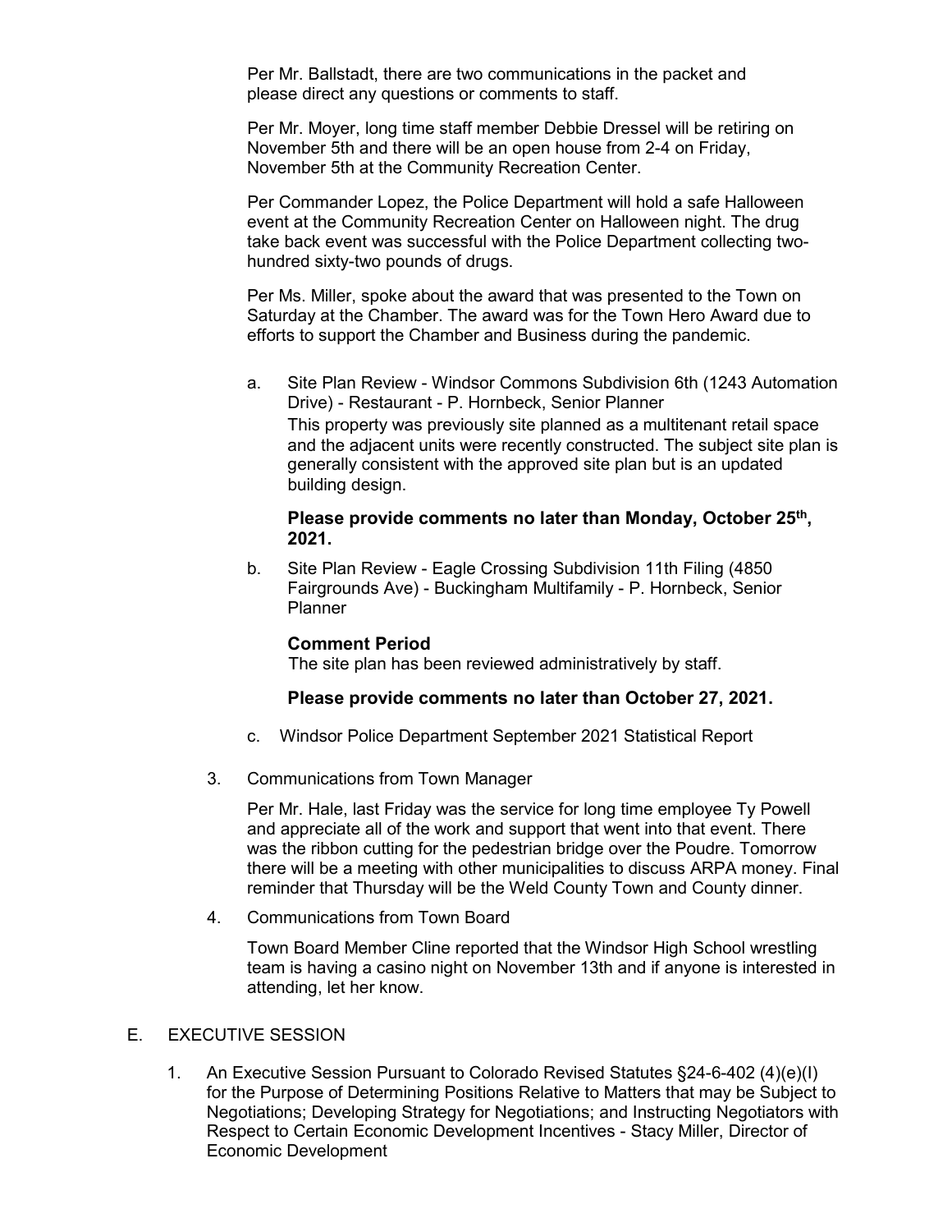Per Mr. Ballstadt, there are two communications in the packet and please direct any questions or comments to staff.

Per Mr. Moyer, long time staff member Debbie Dressel will be retiring on November 5th and there will be an open house from 2-4 on Friday, November 5th at the Community Recreation Center.

Per Commander Lopez, the Police Department will hold a safe Halloween event at the Community Recreation Center on Halloween night. The drug take back event was successful with the Police Department collecting two-hundred sixty-two pounds of drugs.

Per Ms. Miller, spoke about the award that was presented to the Town on Saturday at the Chamber. The award was for the Town Hero Award due to efforts to support the Chamber and Business during the pandemic.

a. Site Plan Review - Windsor Commons Subdivision 6th (1243 Automation Drive) - Restaurant - P. Hornbeck, Senior Planner

   This property was previously site planned as a multitenant retail space and the adjacent units were recently constructed. The subject site plan is generally consistent with the approved site plan but is an updated building design.

   **Please provide comments no later than Monday, October 25th, 2021.**

b. Site Plan Review - Eagle Crossing Subdivision 11th Filing (4850 Fairgrounds Ave) - Buckingham Multifamily - P. Hornbeck, Senior Planner

   **Comment Period**

   The site plan has been reviewed administratively by staff.

   **Please provide comments no later than October 27, 2021.**

c. Windsor Police Department September 2021 Statistical Report

3. Communications from Town Manager

   Per Mr. Hale, last Friday was the service for long time employee Ty Powell and appreciate all of the work and support that went into that event. There was the ribbon cutting for the pedestrian bridge over the Poudre. Tomorrow there will be a meeting with other municipalities to discuss ARPA money. Final reminder that Thursday will be the Weld County Town and County dinner.

4. Communications from Town Board

   Town Board Member Cline reported that the Windsor High School wrestling team is having a casino night on November 13th and if anyone is interested in attending, let her know.

## E. EXECUTIVE SESSION

1. An Executive Session Pursuant to Colorado Revised Statutes §24-6-402 (4)(e)(I) for the Purpose of Determining Positions Relative to Matters that may be Subject to Negotiations; Developing Strategy for Negotiations; and Instructing Negotiators with Respect to Certain Economic Development Incentives - Stacy Miller, Director of Economic Development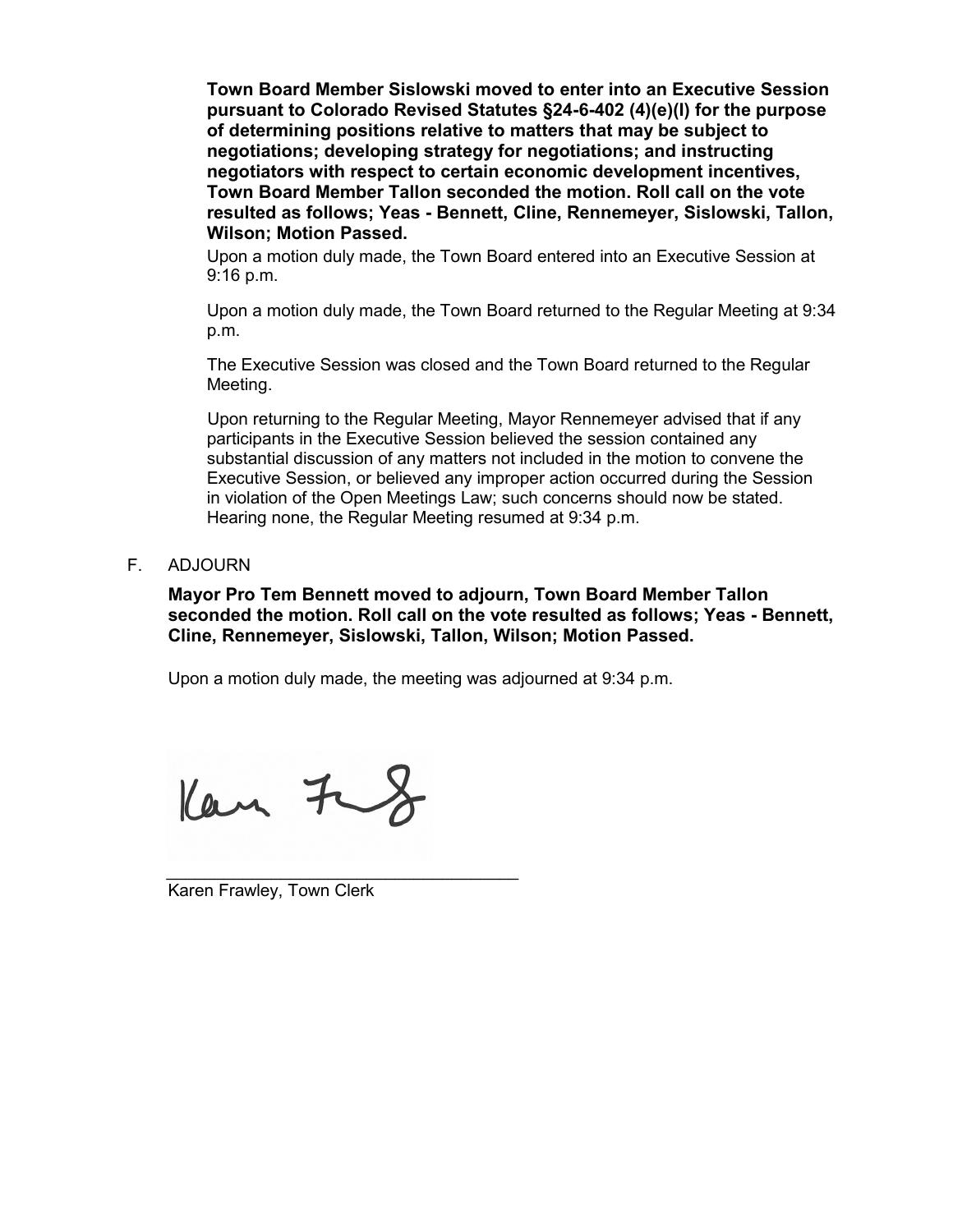**Town Board Member Sislowski moved to enter into an Executive Session pursuant to Colorado Revised Statutes §24-6-402 (4)(e)(I) for the purpose of determining positions relative to matters that may be subject to negotiations; developing strategy for negotiations; and instructing negotiators with respect to certain economic development incentives, Town Board Member Tallon seconded the motion. Roll call on the vote resulted as follows; Yeas - Bennett, Cline, Rennemeyer, Sislowski, Tallon, Wilson; Motion Passed.**

Upon a motion duly made, the Town Board entered into an Executive Session at 9:16 p.m.

Upon a motion duly made, the Town Board returned to the Regular Meeting at 9:34 p.m.

The Executive Session was closed and the Town Board returned to the Regular Meeting.

Upon returning to the Regular Meeting, Mayor Rennemeyer advised that if any participants in the Executive Session believed the session contained any substantial discussion of any matters not included in the motion to convene the Executive Session, or believed any improper action occurred during the Session in violation of the Open Meetings Law; such concerns should now be stated. Hearing none, the Regular Meeting resumed at 9:34 p.m.

F. ADJOURN

**Mayor Pro Tem Bennett moved to adjourn, Town Board Member Tallon seconded the motion. Roll call on the vote resulted as follows; Yeas - Bennett, Cline, Rennemeyer, Sislowski, Tallon, Wilson; Motion Passed.**

Upon a motion duly made, the meeting was adjourned at 9:34 p.m.

\_\_\_\_\_\_\_\_\_\_\_\_\_\_\_\_\_\_\_\_\_\_\_\_\_\_\_\_\_\_\_\_\_\_\_\_

Karen Frawley, Town Clerk